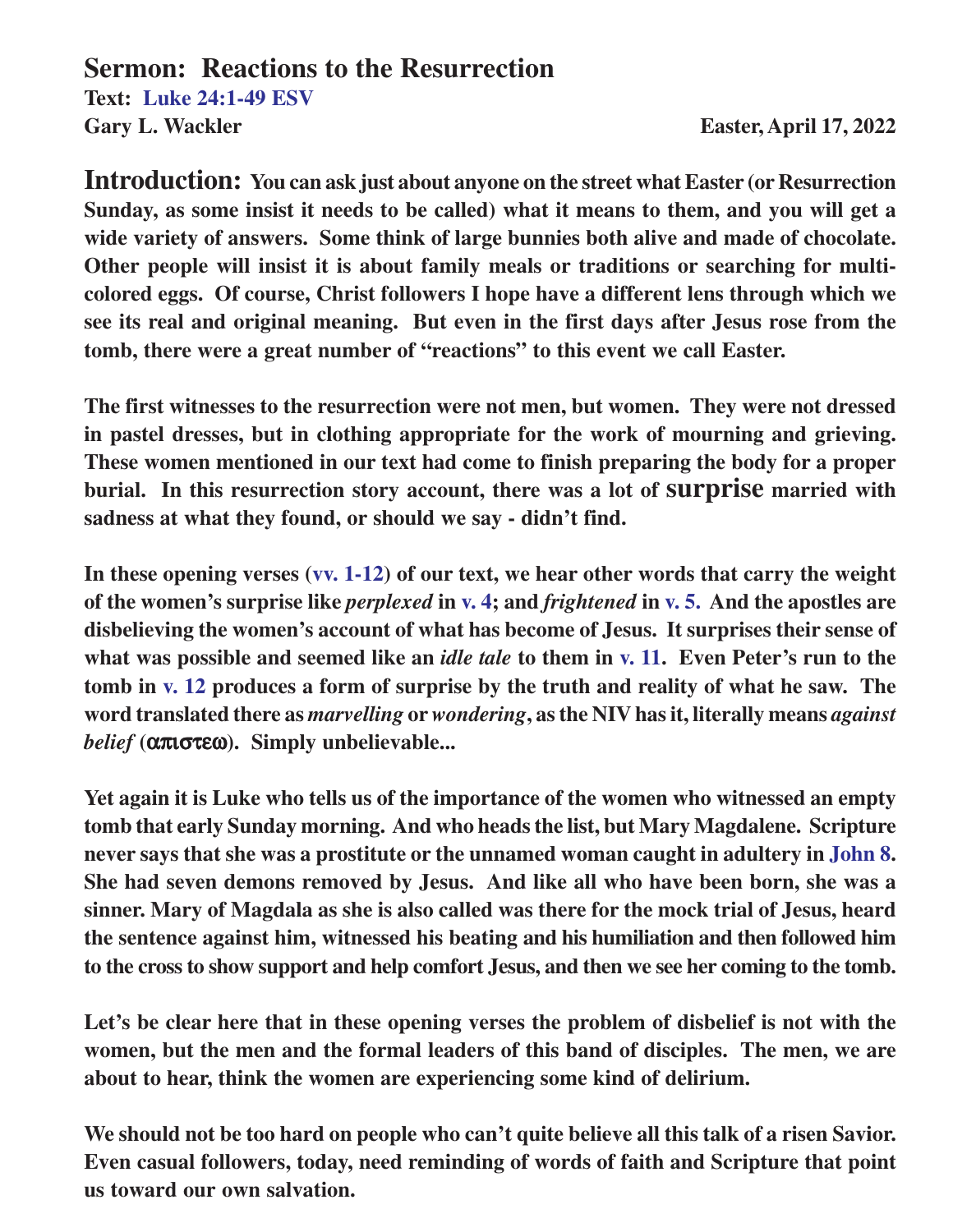# Sermon: Reactions to the Resurrection

**Text: Luke 24:1-49 ESV**

**Gary L. Wackler** **Easter, April 17, 2022**

**Introduction: You can ask just about anyone on the street what Easter (or Resurrection Sunday, as some insist it needs to be called) what it means to them, and you will get a wide variety of answers. Some think of large bunnies both alive and made of chocolate. Other people will insist it is about family meals or traditions or searching for multi-colored eggs. Of course, Christ followers I hope have a different lens through which we see its real and original meaning. But even in the first days after Jesus rose from the tomb, there were a great number of "reactions" to this event we call Easter.**

**The first witnesses to the resurrection were not men, but women. They were not dressed in pastel dresses, but in clothing appropriate for the work of mourning and grieving. These women mentioned in our text had come to finish preparing the body for a proper burial. In this resurrection story account, there was a lot of surprise married with sadness at what they found, or should we say - didn't find.**

**In these opening verses (vv. 1-12) of our text, we hear other words that carry the weight of the women's surprise like *perplexed* in v. 4; and *frightened* in v. 5. And the apostles are disbelieving the women's account of what has become of Jesus. It surprises their sense of what was possible and seemed like an *idle tale* to them in v. 11. Even Peter's run to the tomb in v. 12 produces a form of surprise by the truth and reality of what he saw. The word translated there as *marvelling* or *wondering*, as the NIV has it, literally means *against belief* (απιστεω). Simply unbelievable...**

**Yet again it is Luke who tells us of the importance of the women who witnessed an empty tomb that early Sunday morning. And who heads the list, but Mary Magdalene. Scripture never says that she was a prostitute or the unnamed woman caught in adultery in John 8. She had seven demons removed by Jesus. And like all who have been born, she was a sinner. Mary of Magdala as she is also called was there for the mock trial of Jesus, heard the sentence against him, witnessed his beating and his humiliation and then followed him to the cross to show support and help comfort Jesus, and then we see her coming to the tomb.**

**Let's be clear here that in these opening verses the problem of disbelief is not with the women, but the men and the formal leaders of this band of disciples. The men, we are about to hear, think the women are experiencing some kind of delirium.**

**We should not be too hard on people who can't quite believe all this talk of a risen Savior. Even casual followers, today, need reminding of words of faith and Scripture that point us toward our own salvation.**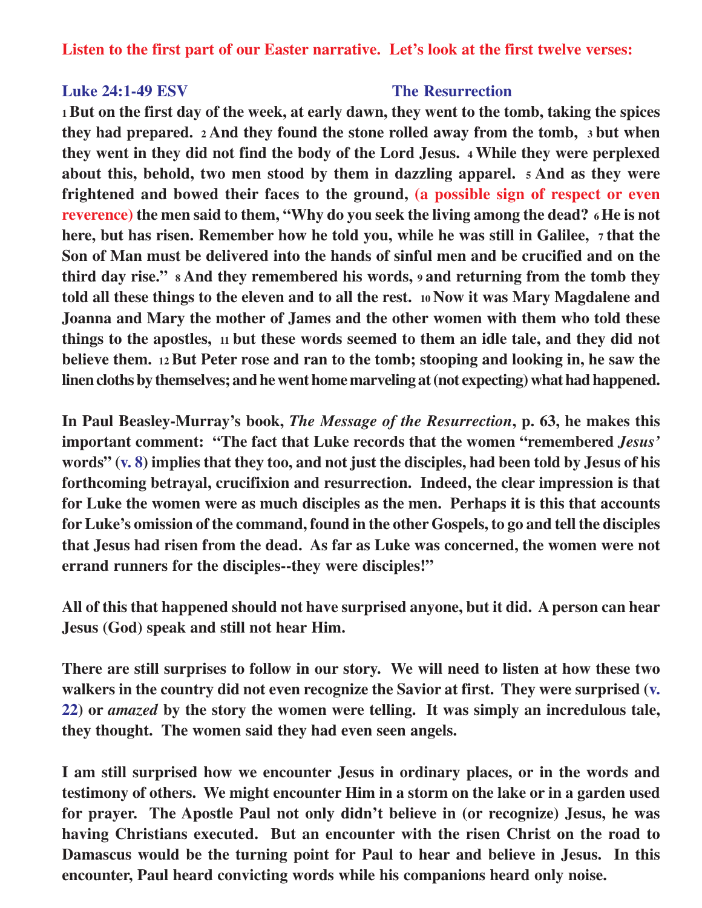**Listen to the first part of our Easter narrative. Let's look at the first twelve verses:**

**Luke 24:1-49 ESV** **The Resurrection**

**1 But on the first day of the week, at early dawn, they went to the tomb, taking the spices they had prepared. 2 And they found the stone rolled away from the tomb, 3 but when they went in they did not find the body of the Lord Jesus. 4 While they were perplexed about this, behold, two men stood by them in dazzling apparel. 5 And as they were frightened and bowed their faces to the ground, (a possible sign of respect or even reverence) the men said to them, "Why do you seek the living among the dead? 6 He is not here, but has risen. Remember how he told you, while he was still in Galilee, 7 that the Son of Man must be delivered into the hands of sinful men and be crucified and on the third day rise." 8 And they remembered his words, 9 and returning from the tomb they told all these things to the eleven and to all the rest. 10 Now it was Mary Magdalene and Joanna and Mary the mother of James and the other women with them who told these things to the apostles, 11 but these words seemed to them an idle tale, and they did not believe them. 12 But Peter rose and ran to the tomb; stooping and looking in, he saw the linen cloths by themselves; and he went home marveling at (not expecting) what had happened.**

**In Paul Beasley-Murray's book, *The Message of the Resurrection*, p. 63, he makes this important comment: "The fact that Luke records that the women "remembered *Jesus'* words" (v. 8) implies that they too, and not just the disciples, had been told by Jesus of his forthcoming betrayal, crucifixion and resurrection. Indeed, the clear impression is that for Luke the women were as much disciples as the men. Perhaps it is this that accounts for Luke's omission of the command, found in the other Gospels, to go and tell the disciples that Jesus had risen from the dead. As far as Luke was concerned, the women were not errand runners for the disciples--they were disciples!"**

**All of this that happened should not have surprised anyone, but it did. A person can hear Jesus (God) speak and still not hear Him.**

**There are still surprises to follow in our story. We will need to listen at how these two walkers in the country did not even recognize the Savior at first. They were surprised (v. 22) or *amazed* by the story the women were telling. It was simply an incredulous tale, they thought. The women said they had even seen angels.**

**I am still surprised how we encounter Jesus in ordinary places, or in the words and testimony of others. We might encounter Him in a storm on the lake or in a garden used for prayer. The Apostle Paul not only didn't believe in (or recognize) Jesus, he was having Christians executed. But an encounter with the risen Christ on the road to Damascus would be the turning point for Paul to hear and believe in Jesus. In this encounter, Paul heard convicting words while his companions heard only noise.**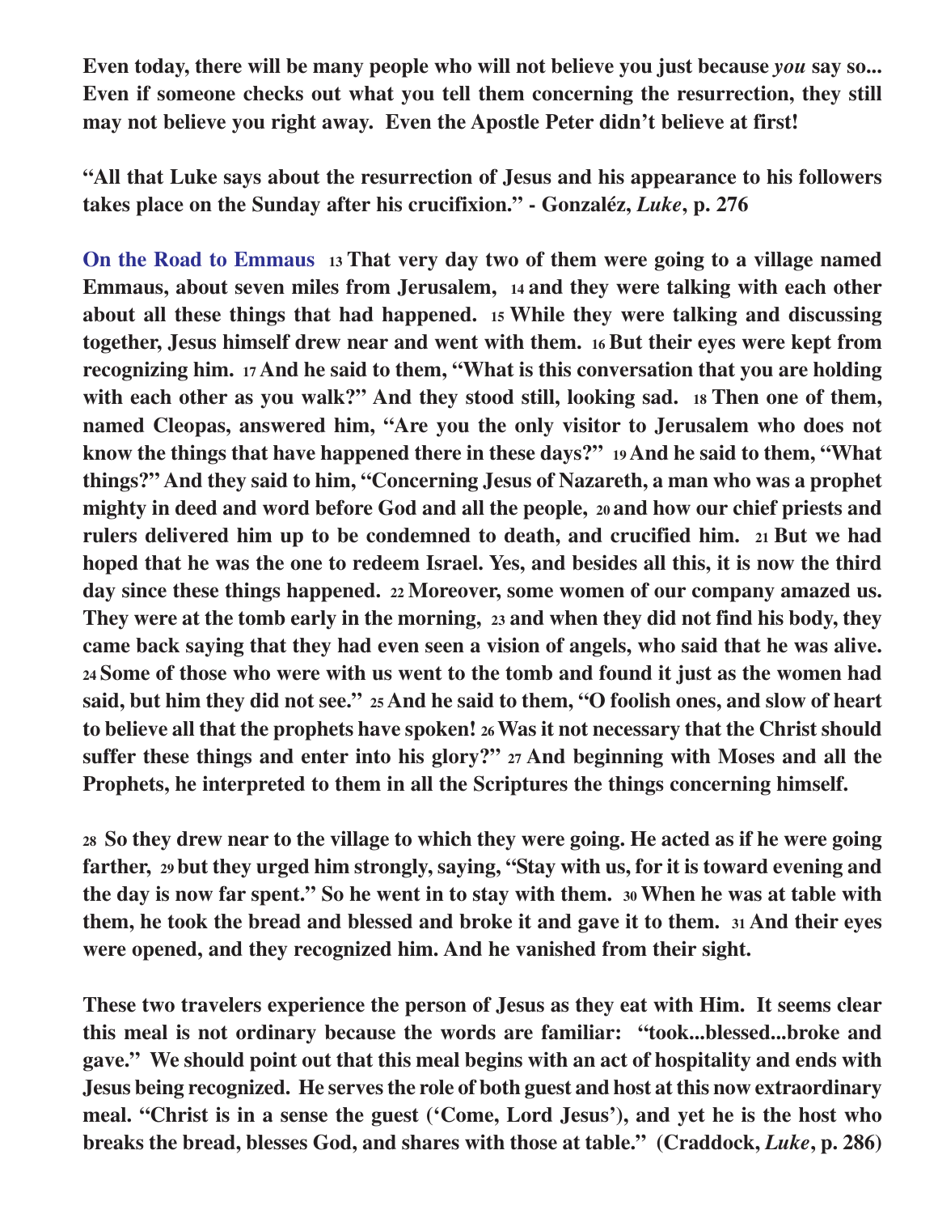**Even today, there will be many people who will not believe you just because *you* say so... Even if someone checks out what you tell them concerning the resurrection, they still may not believe you right away. Even the Apostle Peter didn't believe at first!**

**"All that Luke says about the resurrection of Jesus and his appearance to his followers takes place on the Sunday after his crucifixion." - Gonzaléz, *Luke*, p. 276**

**On the Road to Emmaus** **13 That very day two of them were going to a village named Emmaus, about seven miles from Jerusalem, 14 and they were talking with each other about all these things that had happened. 15 While they were talking and discussing together, Jesus himself drew near and went with them. 16 But their eyes were kept from recognizing him. 17 And he said to them, "What is this conversation that you are holding with each other as you walk?" And they stood still, looking sad. 18 Then one of them, named Cleopas, answered him, "Are you the only visitor to Jerusalem who does not know the things that have happened there in these days?" 19 And he said to them, "What things?" And they said to him, "Concerning Jesus of Nazareth, a man who was a prophet mighty in deed and word before God and all the people, 20 and how our chief priests and rulers delivered him up to be condemned to death, and crucified him. 21 But we had hoped that he was the one to redeem Israel. Yes, and besides all this, it is now the third day since these things happened. 22 Moreover, some women of our company amazed us. They were at the tomb early in the morning, 23 and when they did not find his body, they came back saying that they had even seen a vision of angels, who said that he was alive. 24 Some of those who were with us went to the tomb and found it just as the women had said, but him they did not see." 25 And he said to them, "O foolish ones, and slow of heart to believe all that the prophets have spoken! 26 Was it not necessary that the Christ should suffer these things and enter into his glory?" 27 And beginning with Moses and all the Prophets, he interpreted to them in all the Scriptures the things concerning himself.**

**28 So they drew near to the village to which they were going. He acted as if he were going farther, 29 but they urged him strongly, saying, "Stay with us, for it is toward evening and the day is now far spent." So he went in to stay with them. 30 When he was at table with them, he took the bread and blessed and broke it and gave it to them. 31 And their eyes were opened, and they recognized him. And he vanished from their sight.**

**These two travelers experience the person of Jesus as they eat with Him. It seems clear this meal is not ordinary because the words are familiar: "took...blessed...broke and gave." We should point out that this meal begins with an act of hospitality and ends with Jesus being recognized. He serves the role of both guest and host at this now extraordinary meal. "Christ is in a sense the guest ('Come, Lord Jesus'), and yet he is the host who breaks the bread, blesses God, and shares with those at table." (Craddock, *Luke*, p. 286)**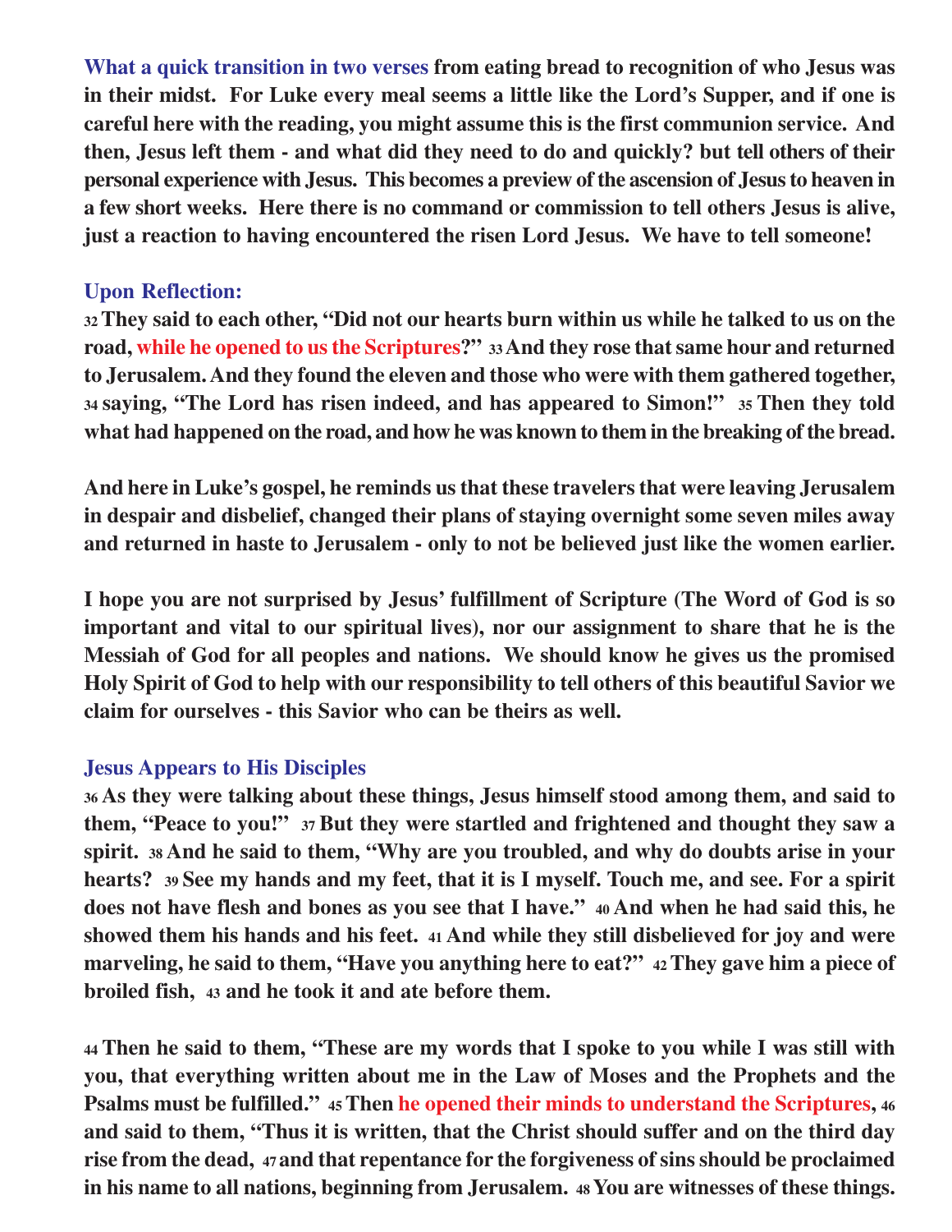**What a quick transition in two verses from eating bread to recognition of who Jesus was in their midst. For Luke every meal seems a little like the Lord's Supper, and if one is careful here with the reading, you might assume this is the first communion service. And then, Jesus left them - and what did they need to do and quickly? but tell others of their personal experience with Jesus. This becomes a preview of the ascension of Jesus to heaven in a few short weeks. Here there is no command or commission to tell others Jesus is alive, just a reaction to having encountered the risen Lord Jesus. We have to tell someone!**

## Upon Reflection:

**32 They said to each other, "Did not our hearts burn within us while he talked to us on the road, while he opened to us the Scriptures?" 33 And they rose that same hour and returned to Jerusalem. And they found the eleven and those who were with them gathered together, 34 saying, "The Lord has risen indeed, and has appeared to Simon!" 35 Then they told what had happened on the road, and how he was known to them in the breaking of the bread.**

**And here in Luke's gospel, he reminds us that these travelers that were leaving Jerusalem in despair and disbelief, changed their plans of staying overnight some seven miles away and returned in haste to Jerusalem - only to not be believed just like the women earlier.**

**I hope you are not surprised by Jesus' fulfillment of Scripture (The Word of God is so important and vital to our spiritual lives), nor our assignment to share that he is the Messiah of God for all peoples and nations. We should know he gives us the promised Holy Spirit of God to help with our responsibility to tell others of this beautiful Savior we claim for ourselves - this Savior who can be theirs as well.**

## Jesus Appears to His Disciples

**36 As they were talking about these things, Jesus himself stood among them, and said to them, "Peace to you!" 37 But they were startled and frightened and thought they saw a spirit. 38 And he said to them, "Why are you troubled, and why do doubts arise in your hearts? 39 See my hands and my feet, that it is I myself. Touch me, and see. For a spirit does not have flesh and bones as you see that I have." 40 And when he had said this, he showed them his hands and his feet. 41 And while they still disbelieved for joy and were marveling, he said to them, "Have you anything here to eat?" 42 They gave him a piece of broiled fish, 43 and he took it and ate before them.**

**44 Then he said to them, "These are my words that I spoke to you while I was still with you, that everything written about me in the Law of Moses and the Prophets and the Psalms must be fulfilled." 45 Then he opened their minds to understand the Scriptures, 46 and said to them, "Thus it is written, that the Christ should suffer and on the third day rise from the dead, 47 and that repentance for the forgiveness of sins should be proclaimed in his name to all nations, beginning from Jerusalem. 48 You are witnesses of these things.**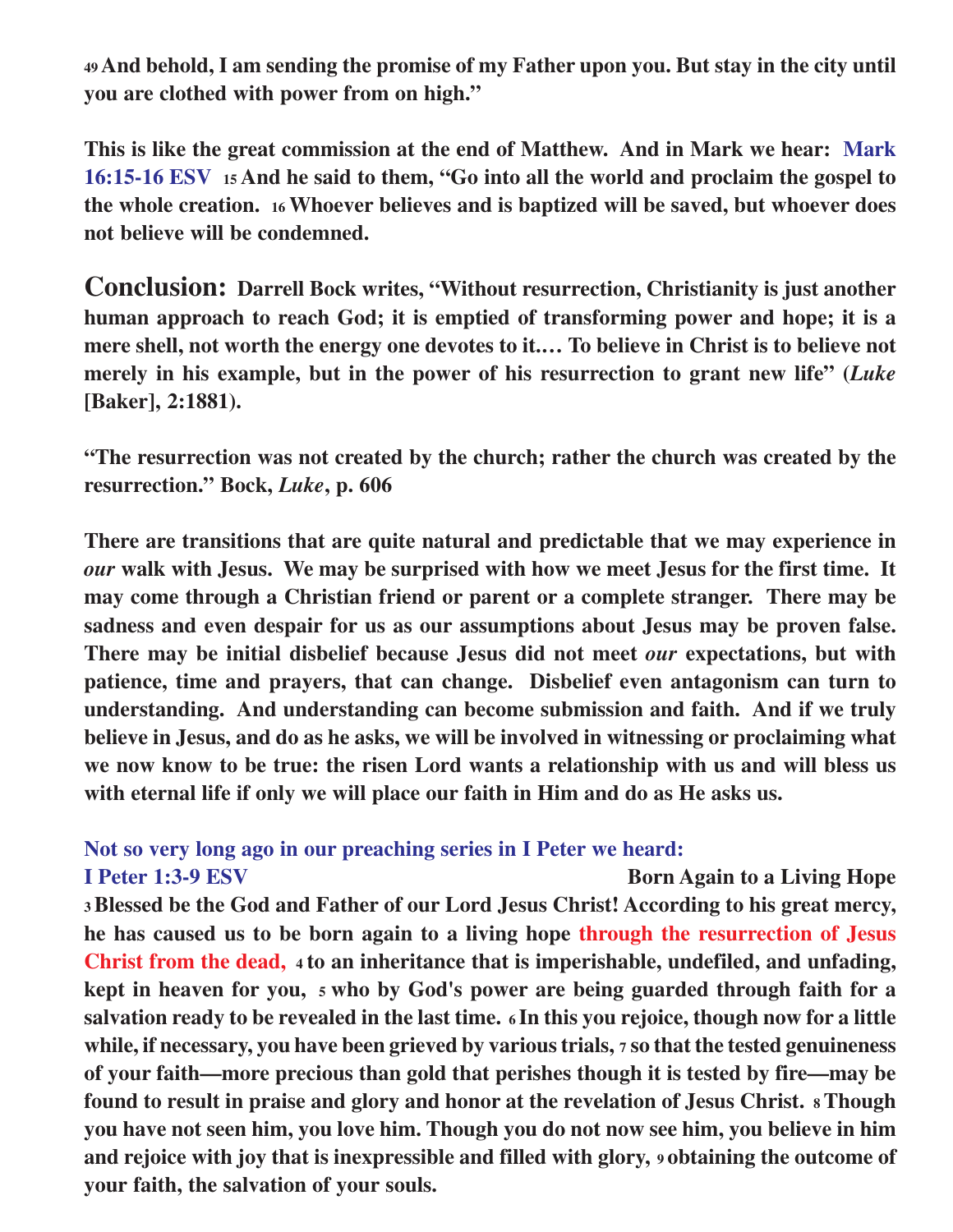**49 And behold, I am sending the promise of my Father upon you. But stay in the city until you are clothed with power from on high."**

**This is like the great commission at the end of Matthew. And in Mark we hear: Mark 16:15-16 ESV 15 And he said to them, "Go into all the world and proclaim the gospel to the whole creation. 16 Whoever believes and is baptized will be saved, but whoever does not believe will be condemned.**

**Conclusion: Darrell Bock writes, "Without resurrection, Christianity is just another human approach to reach God; it is emptied of transforming power and hope; it is a mere shell, not worth the energy one devotes to it.… To believe in Christ is to believe not merely in his example, but in the power of his resurrection to grant new life" (*Luke* [Baker], 2:1881).**

**"The resurrection was not created by the church; rather the church was created by the resurrection." Bock, *Luke*, p. 606**

**There are transitions that are quite natural and predictable that we may experience in *our* walk with Jesus. We may be surprised with how we meet Jesus for the first time. It may come through a Christian friend or parent or a complete stranger. There may be sadness and even despair for us as our assumptions about Jesus may be proven false. There may be initial disbelief because Jesus did not meet *our* expectations, but with patience, time and prayers, that can change. Disbelief even antagonism can turn to understanding. And understanding can become submission and faith. And if we truly believe in Jesus, and do as he asks, we will be involved in witnessing or proclaiming what we now know to be true: the risen Lord wants a relationship with us and will bless us with eternal life if only we will place our faith in Him and do as He asks us.**

**Not so very long ago in our preaching series in I Peter we heard:**
**I Peter 1:3-9 ESV** **Born Again to a Living Hope**
**3 Blessed be the God and Father of our Lord Jesus Christ! According to his great mercy, he has caused us to be born again to a living hope through the resurrection of Jesus Christ from the dead, 4 to an inheritance that is imperishable, undefiled, and unfading, kept in heaven for you, 5 who by God's power are being guarded through faith for a salvation ready to be revealed in the last time. 6 In this you rejoice, though now for a little while, if necessary, you have been grieved by various trials, 7 so that the tested genuineness of your faith—more precious than gold that perishes though it is tested by fire—may be found to result in praise and glory and honor at the revelation of Jesus Christ. 8 Though you have not seen him, you love him. Though you do not now see him, you believe in him and rejoice with joy that is inexpressible and filled with glory, 9 obtaining the outcome of your faith, the salvation of your souls.**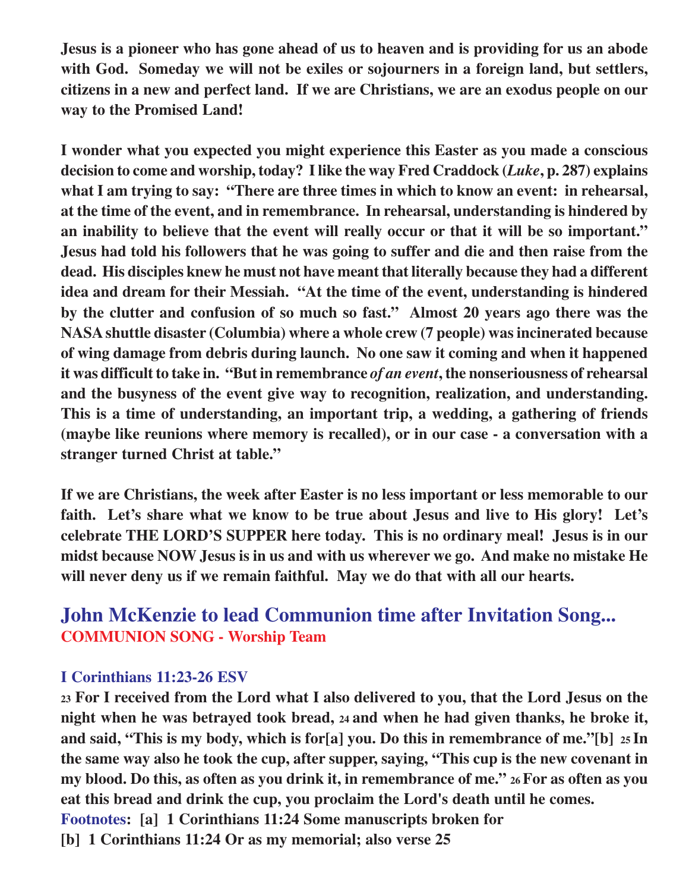**Jesus is a pioneer who has gone ahead of us to heaven and is providing for us an abode with God. Someday we will not be exiles or sojourners in a foreign land, but settlers, citizens in a new and perfect land. If we are Christians, we are an exodus people on our way to the Promised Land!**

**I wonder what you expected you might experience this Easter as you made a conscious decision to come and worship, today? I like the way Fred Craddock (*Luke*, p. 287) explains what I am trying to say: "There are three times in which to know an event: in rehearsal, at the time of the event, and in remembrance. In rehearsal, understanding is hindered by an inability to believe that the event will really occur or that it will be so important." Jesus had told his followers that he was going to suffer and die and then raise from the dead. His disciples knew he must not have meant that literally because they had a different idea and dream for their Messiah. "At the time of the event, understanding is hindered by the clutter and confusion of so much so fast." Almost 20 years ago there was the NASA shuttle disaster (Columbia) where a whole crew (7 people) was incinerated because of wing damage from debris during launch. No one saw it coming and when it happened it was difficult to take in. "But in remembrance *of an event*, the nonseriousness of rehearsal and the busyness of the event give way to recognition, realization, and understanding. This is a time of understanding, an important trip, a wedding, a gathering of friends (maybe like reunions where memory is recalled), or in our case - a conversation with a stranger turned Christ at table."**

**If we are Christians, the week after Easter is no less important or less memorable to our faith. Let's share what we know to be true about Jesus and live to His glory! Let's celebrate THE LORD'S SUPPER here today. This is no ordinary meal! Jesus is in our midst because NOW Jesus is in us and with us wherever we go. And make no mistake He will never deny us if we remain faithful. May we do that with all our hearts.**

## John McKenzie to lead Communion time after Invitation Song...

**COMMUNION SONG - Worship Team**

**I Corinthians 11:23-26 ESV**

**23 For I received from the Lord what I also delivered to you, that the Lord Jesus on the night when he was betrayed took bread, 24 and when he had given thanks, he broke it, and said, "This is my body, which is for[a] you. Do this in remembrance of me."[b] 25 In the same way also he took the cup, after supper, saying, "This cup is the new covenant in my blood. Do this, as often as you drink it, in remembrance of me." 26 For as often as you eat this bread and drink the cup, you proclaim the Lord's death until he comes.**

**Footnotes: [a] 1 Corinthians 11:24 Some manuscripts broken for**

**[b] 1 Corinthians 11:24 Or as my memorial; also verse 25**